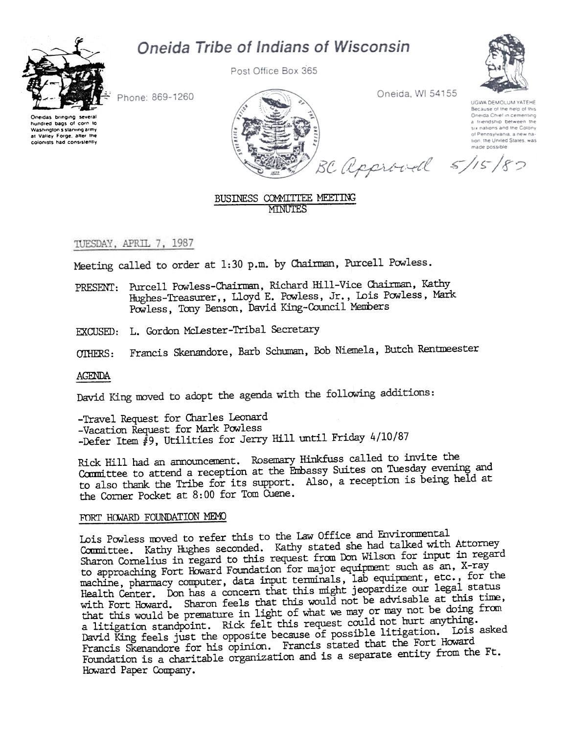# Oneida Tribe of Indians of Wisconsin

Post Office Box 365

Phone: 869-1260

Oneida, WI 54155

Oneidas bringing several hundred bags of corn to Washington's starving army at Valley Forge, after the colonists had consistently

UGWA DEMOLUM YATEHE
Because of the help of this Oneida Chief in cementing a friendship between the six nations and the Colony of Pennsylvania, a new nation, the United States, was made possible

BC Approved 5/15/87

## BUSINESS COMMITTEE MEETING MINUTES

TUESDAY, APRIL 7, 1987

Meeting called to order at 1:30 p.m. by Chairman, Purcell Powless.

PRESENT: Purcell Powless-Chairman, Richard Hill-Vice Chairman, Kathy Hughes-Treasurer,, Lloyd E. Powless, Jr., Lois Powless, Mark Powless, Tony Benson, David King-Council Members

EXCUSED: L. Gordon McLester-Tribal Secretary

OTHERS: Francis Skenandore, Barb Schuman, Bob Niemela, Butch Rentmeester

### AGENDA

David King moved to adopt the agenda with the following additions:

- Travel Request for Charles Leonard
- Vacation Request for Mark Powless
- Defer Item #9, Utilities for Jerry Hill until Friday 4/10/87

Rick Hill had an announcement. Rosemary Hinkfuss called to invite the Committee to attend a reception at the Embassy Suites on Tuesday evening and to also thank the Tribe for its support. Also, a reception is being held at the Corner Pocket at 8:00 for Tom Cuene.

### FORT HOWARD FOUNDATION MEMO

Lois Powless moved to refer this to the Law Office and Environmental Committee. Kathy Hughes seconded. Kathy stated she had talked with Attorney Sharon Cornelius in regard to this request from Don Wilson for input in regard to approaching Fort Howard Foundation for major equipment such as an, X-ray machine, pharmacy computer, data input terminals, lab equipment, etc., for the Health Center. Don has a concern that this might jeopardize our legal status with Fort Howard. Sharon feels that this would not be advisable at this time, that this would be premature in light of what we may or may not be doing from a litigation standpoint. Rick felt this request could not hurt anything. David King feels just the opposite because of possible litigation. Lois asked Francis Skenandore for his opinion. Francis stated that the Fort Howard Foundation is a charitable organization and is a separate entity from the Ft. Howard Paper Company.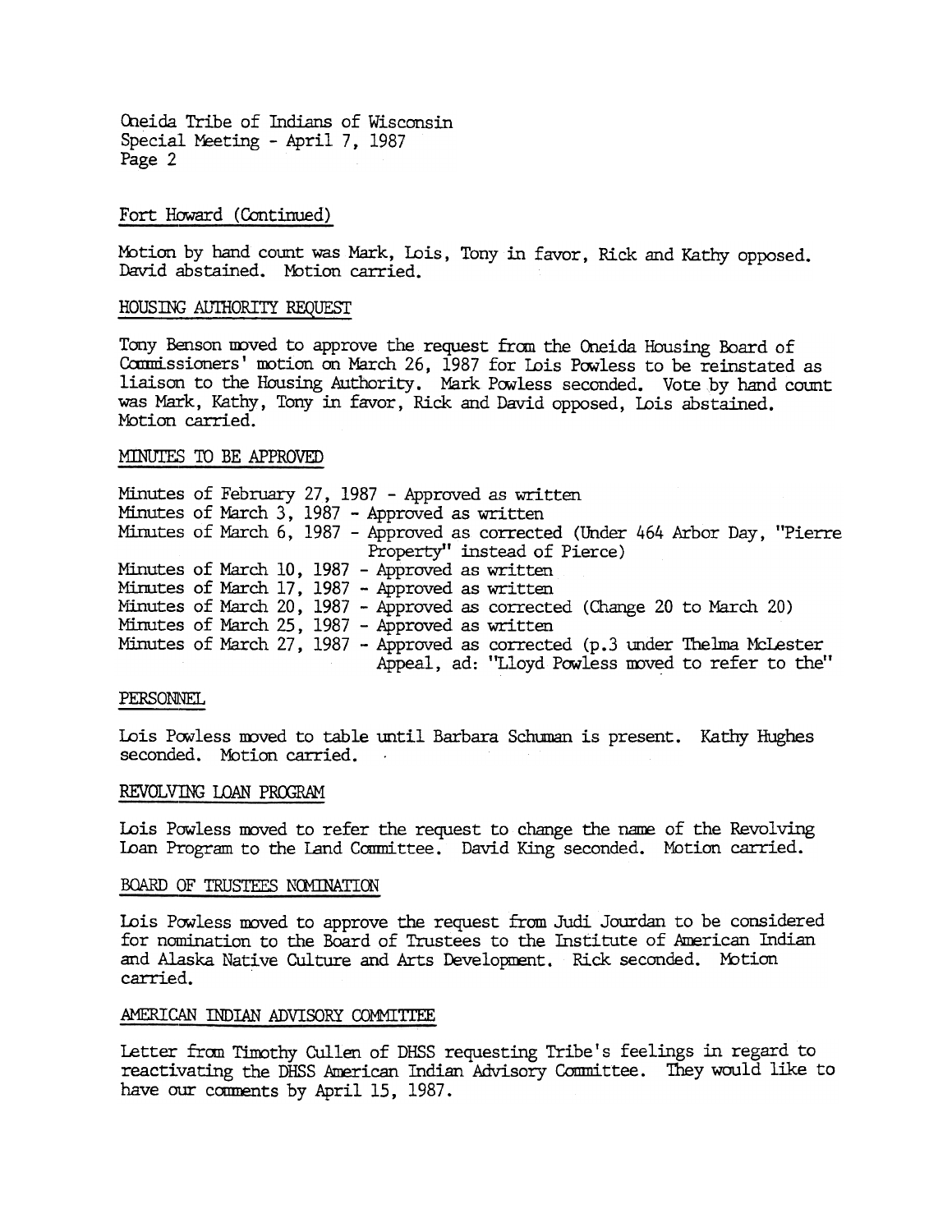## Fort Howard (Continued)

Motion by hand count was Mark, Lois, Tony in favor, Rick and Kathy opposed. David abstained. Motion carried.

## HOUSING AUTHORITY REQUEST

Tony Benson moved to approve the request from the Oneida Housing Board of Commissioners' motion on March 26, 1987 for Lois Powless to be reinstated as liaison to the Housing Authority. Mark Powless seconded. Vote by hand count was Mark, Kathy, Tony in favor, Rick and David opposed, Lois abstained. Motion carried.

## MINUTES TO BE APPROVED

Minutes of February 27, 1987 - Approved as written
Minutes of March 3, 1987 - Approved as written
Minutes of March 6, 1987 - Approved as corrected (Under 464 Arbor Day, "Pierre Property" instead of Pierce)
Minutes of March 10, 1987 - Approved as written
Minutes of March 17, 1987 - Approved as written
Minutes of March 20, 1987 - Approved as corrected (Change 20 to March 20)
Minutes of March 25, 1987 - Approved as written
Minutes of March 27, 1987 - Approved as corrected (p.3 under Thelma McLester Appeal, ad: "Lloyd Powless moved to refer to the"

## PERSONNEL

Lois Powless moved to table until Barbara Schuman is present. Kathy Hughes seconded. Motion carried.

## REVOLVING LOAN PROGRAM

Lois Powless moved to refer the request to change the name of the Revolving Loan Program to the Land Committee. David King seconded. Motion carried.

## BOARD OF TRUSTEES NOMINATION

Lois Powless moved to approve the request from Judi Jourdan to be considered for nomination to the Board of Trustees to the Institute of American Indian and Alaska Native Culture and Arts Development. Rick seconded. Motion carried.

## AMERICAN INDIAN ADVISORY COMMITTEE

Letter from Timothy Cullen of DHSS requesting Tribe's feelings in regard to reactivating the DHSS American Indian Advisory Committee. They would like to have our comments by April 15, 1987.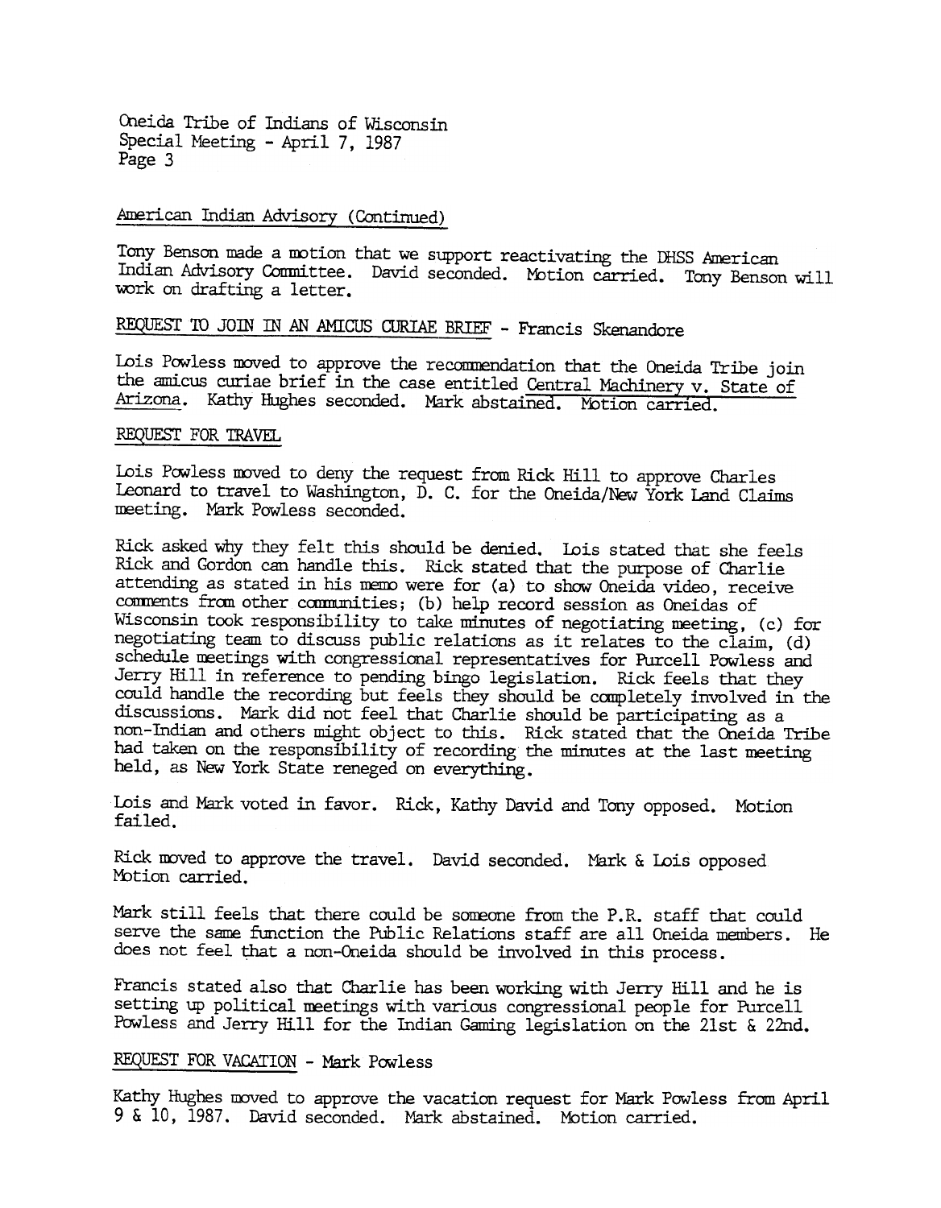## American Indian Advisory (Continued)

Tony Benson made a motion that we support reactivating the DHSS American Indian Advisory Committee. David seconded. Motion carried. Tony Benson will work on drafting a letter.

## REQUEST TO JOIN IN AN AMICUS CURIAE BRIEF - Francis Skenandore

Lois Powless moved to approve the recommendation that the Oneida Tribe join the amicus curiae brief in the case entitled Central Machinery v. State of Arizona. Kathy Hughes seconded. Mark abstained. Motion carried.

## REQUEST FOR TRAVEL

Lois Powless moved to deny the request from Rick Hill to approve Charles Leonard to travel to Washington, D. C. for the Oneida/New York Land Claims meeting. Mark Powless seconded.

Rick asked why they felt this should be denied. Lois stated that she feels Rick and Gordon can handle this. Rick stated that the purpose of Charlie attending as stated in his memo were for (a) to show Oneida video, receive comments from other communities; (b) help record session as Oneidas of Wisconsin took responsibility to take minutes of negotiating meeting, (c) for negotiating team to discuss public relations as it relates to the claim, (d) schedule meetings with congressional representatives for Purcell Powless and Jerry Hill in reference to pending bingo legislation. Rick feels that they could handle the recording but feels they should be completely involved in the discussions. Mark did not feel that Charlie should be participating as a non-Indian and others might object to this. Rick stated that the Oneida Tribe had taken on the responsibility of recording the minutes at the last meeting held, as New York State reneged on everything.

Lois and Mark voted in favor. Rick, Kathy David and Tony opposed. Motion failed.

Rick moved to approve the travel. David seconded. Mark & Lois opposed Motion carried.

Mark still feels that there could be someone from the P.R. staff that could serve the same function the Public Relations staff are all Oneida members. He does not feel that a non-Oneida should be involved in this process.

Francis stated also that Charlie has been working with Jerry Hill and he is setting up political meetings with various congressional people for Purcell Powless and Jerry Hill for the Indian Gaming legislation on the 21st & 22nd.

## REQUEST FOR VACATION - Mark Powless

Kathy Hughes moved to approve the vacation request for Mark Powless from April 9 & 10, 1987. David seconded. Mark abstained. Motion carried.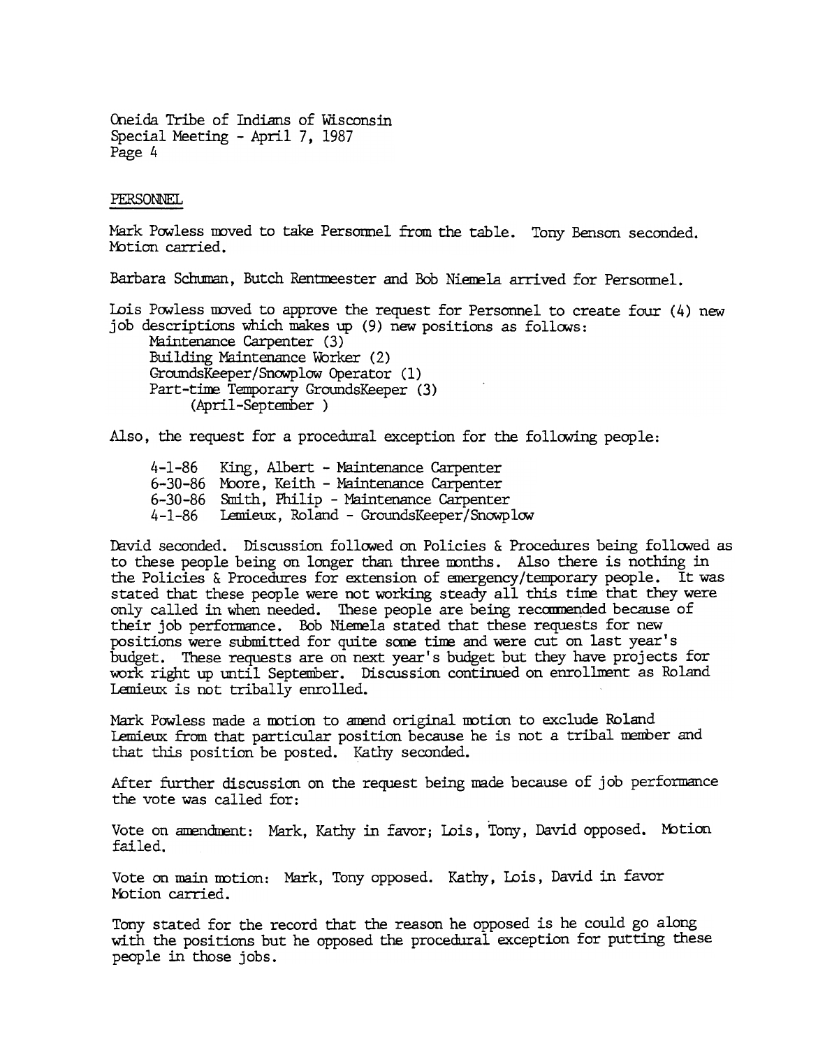Oneida Tribe of Indians of Wisconsin
Special Meeting - April 7, 1987
Page 4

PERSONNEL

Mark Powless moved to take Personnel from the table. Tony Benson seconded. Motion carried.

Barbara Schuman, Butch Rentmeester and Bob Niemela arrived for Personnel.

Lois Powless moved to approve the request for Personnel to create four (4) new job descriptions which makes up (9) new positions as follows:

- Maintenance Carpenter (3)
- Building Maintenance Worker (2)
- GroundsKeeper/Snowplow Operator (1)
- Part-time Temporary GroundsKeeper (3)
  (April-September )

Also, the request for a procedural exception for the following people:

- 4-1-86 King, Albert - Maintenance Carpenter
- 6-30-86 Moore, Keith - Maintenance Carpenter
- 6-30-86 Smith, Philip - Maintenance Carpenter
- 4-1-86 Lemieux, Roland - GroundsKeeper/Snowplow

David seconded. Discussion followed on Policies & Procedures being followed as to these people being on longer than three months. Also there is nothing in the Policies & Procedures for extension of emergency/temporary people. It was stated that these people were not working steady all this time that they were only called in when needed. These people are being recommended because of their job performance. Bob Niemela stated that these requests for new positions were submitted for quite some time and were cut on last year's budget. These requests are on next year's budget but they have projects for work right up until September. Discussion continued on enrollment as Roland Lemieux is not tribally enrolled.

Mark Powless made a motion to amend original motion to exclude Roland Lemieux from that particular position because he is not a tribal member and that this position be posted. Kathy seconded.

After further discussion on the request being made because of job performance the vote was called for:

Vote on amendment: Mark, Kathy in favor; Lois, Tony, David opposed. Motion failed.

Vote on main motion: Mark, Tony opposed. Kathy, Lois, David in favor Motion carried.

Tony stated for the record that the reason he opposed is he could go along with the positions but he opposed the procedural exception for putting these people in those jobs.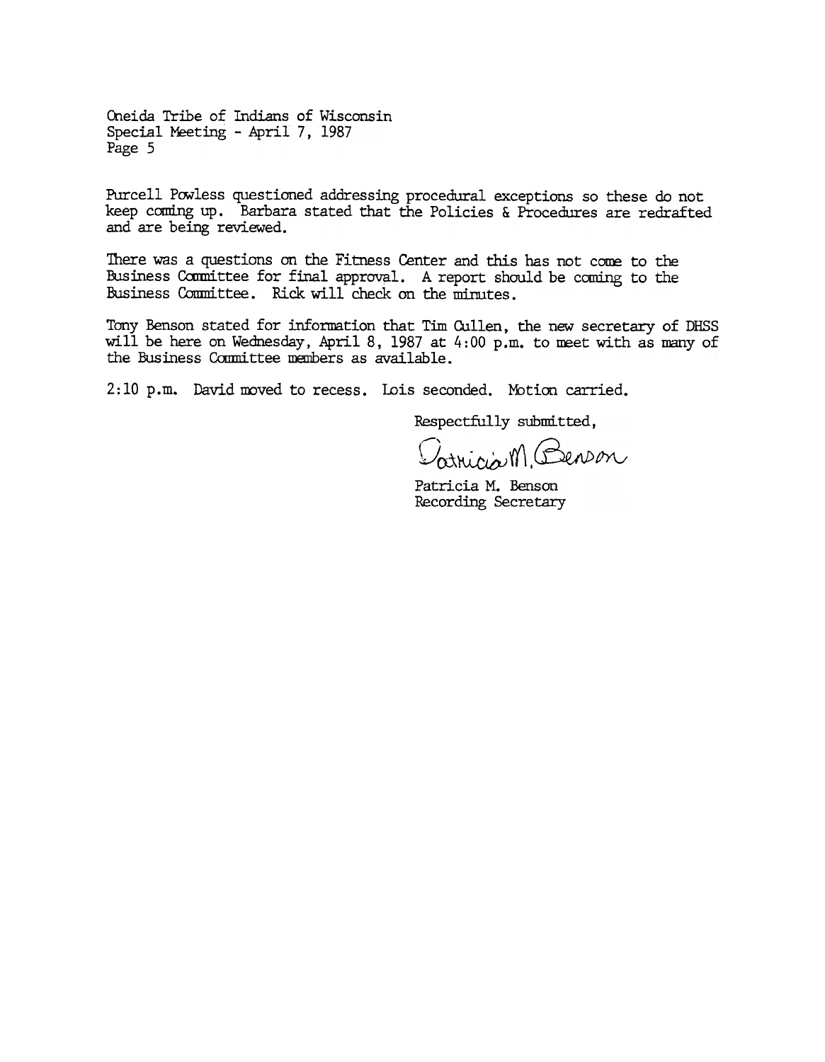Purcell Powless questioned addressing procedural exceptions so these do not keep coming up. Barbara stated that the Policies & Procedures are redrafted and are being reviewed.

There was a questions on the Fitness Center and this has not come to the Business Committee for final approval. A report should be coming to the Business Committee. Rick will check on the minutes.

Tony Benson stated for information that Tim Cullen, the new secretary of DHSS will be here on Wednesday, April 8, 1987 at 4:00 p.m. to meet with as many of the Business Committee members as available.

2:10 p.m. David moved to recess. Lois seconded. Motion carried.

Respectfully submitted,

Patricia M. Benson

Patricia M. Benson
Recording Secretary